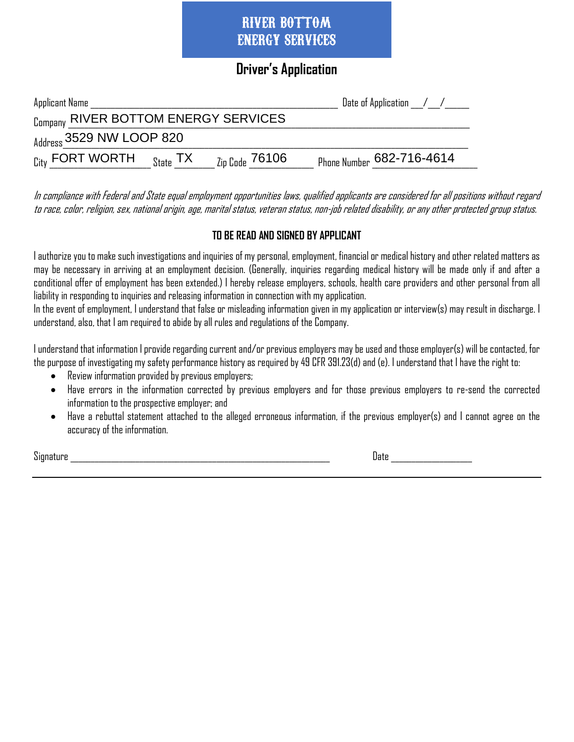# RIVER BOTTOM ENERGY SERVICES

## Driver's Application

Applicant Name ______________________________________________ Date of Application ___/___/_____

Company RIVER BOTTOM ENERGY SERVICES

Address 3529 NW LOOP 820

City FORT WORTH State TX Zip Code 76106 Phone Number 682-716-4614

*In compliance with Federal and State equal employment opportunities laws, qualified applicants are considered for all positions without regard to race, color, religion, sex, national origin, age, marital status, veteran status, non-job related disability, or any other protected group status.*

### TO BE READ AND SIGNED BY APPLICANT

I authorize you to make such investigations and inquiries of my personal, employment, financial or medical history and other related matters as may be necessary in arriving at an employment decision. (Generally, inquiries regarding medical history will be made only if and after a conditional offer of employment has been extended.) I hereby release employers, schools, health care providers and other personal from all liability in responding to inquiries and releasing information in connection with my application.

In the event of employment, I understand that false or misleading information given in my application or interview(s) may result in discharge. I understand, also, that I am required to abide by all rules and regulations of the Company.

I understand that information I provide regarding current and/or previous employers may be used and those employer(s) will be contacted, for the purpose of investigating my safety performance history as required by 49 CFR 391.23(d) and (e). I understand that I have the right to:

- Review information provided by previous employers;
- Have errors in the information corrected by previous employers and for those previous employers to re-send the corrected information to the prospective employer; and
- Have a rebuttal statement attached to the alleged erroneous information, if the previous employer(s) and I cannot agree on the accuracy of the information.

Signature ______________________________________________ Date ________________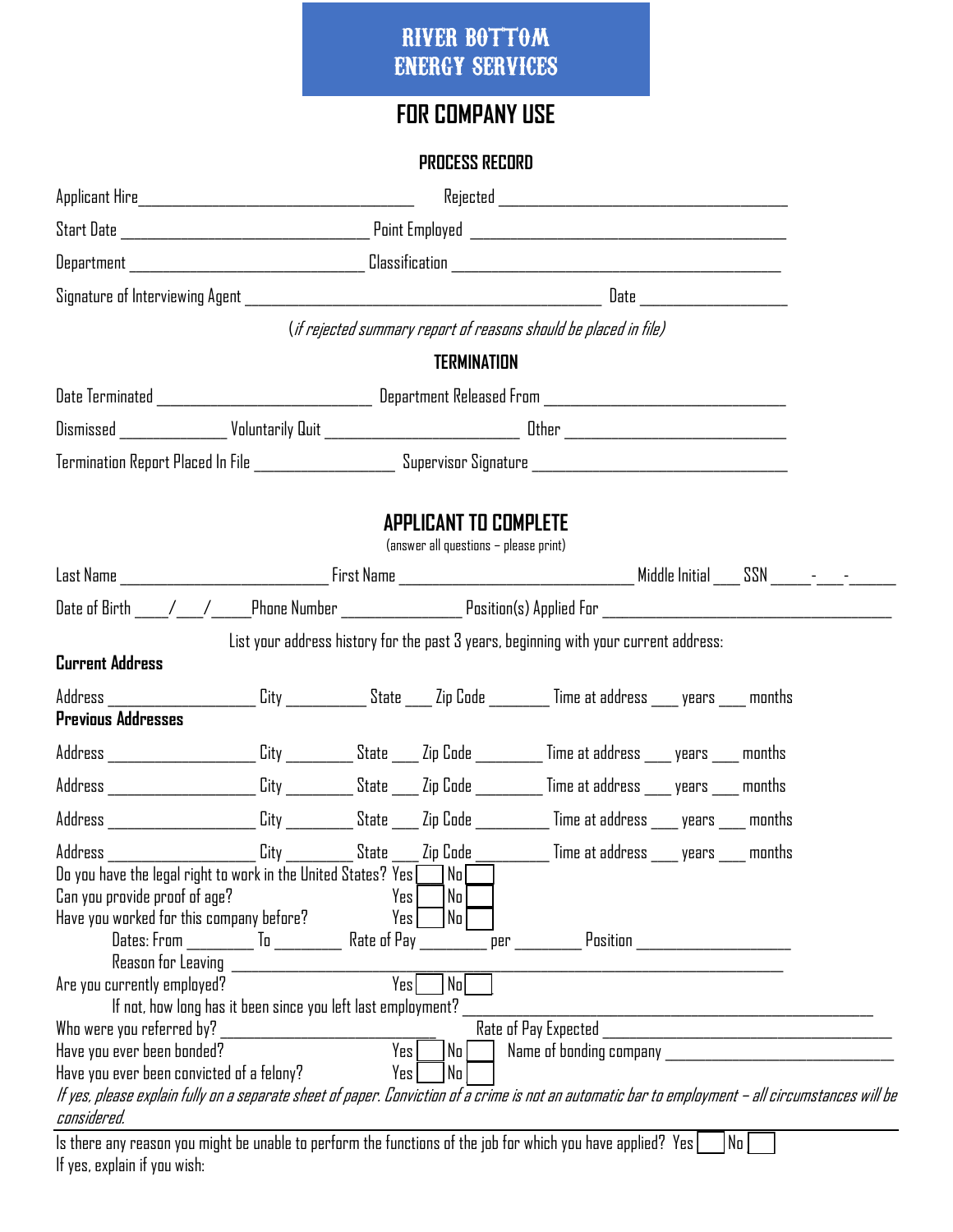# RIVER BOTTOM ENERGY SERVICES

## FOR COMPANY USE

### PROCESS RECORD

Applicant Hire_________________________________ Rejected ___________________________________

Start Date _____________________________ Point Employed _____________________________________

Department ___________________________ Classification _________________________________________

Signature of Interviewing Agent __________________________________________ Date _________________

(*if rejected summary report of reasons should be placed in file*)

### TERMINATION

Date Terminated _________________________ Department Released From _____________________________

Dismissed _____________ Voluntarily Quit _______________________ Other __________________________

Termination Report Placed In File ________________ Supervisor Signature ______________________________

## APPLICANT TO COMPLETE

(answer all questions – please print)

Last Name _________________________ First Name ___________________________ Middle Initial ___ SSN _____-___-______

Date of Birth ____/___/_____ Phone Number _______________ Position(s) Applied For ___________________________________

List your address history for the past 3 years, beginning with your current address:

**Current Address**

Address __________________ City __________ State ___ Zip Code _______ Time at address ___ years ___ months

**Previous Addresses**

Address __________________ City ________ State ___ Zip Code ________ Time at address ___ years ___ months

Address __________________ City ________ State ___ Zip Code ________ Time at address ___ years ___ months

Address __________________ City ________ State ___ Zip Code ________ Time at address ___ years ___ months

Address __________________ City ________ State ___ Zip Code ________ Time at address ___ years ___ months

Do you have the legal right to work in the United States? Yes ☐ No ☐

Can you provide proof of age? Yes ☐ No ☐

Have you worked for this company before? Yes ☐ No ☐

Dates: From ________ To ________ Rate of Pay ________ per ________ Position ___________________

Reason for Leaving ________________________________________________________________________

Are you currently employed? Yes ☐ No ☐

If not, how long has it been since you left last employment? ______________________________________________

Who were you referred by? __________________________ Rate of Pay Expected ___________________________________

Have you ever been bonded? Yes ☐ No ☐ Name of bonding company ______________________________

Have you ever been convicted of a felony? Yes ☐ No ☐

*If yes, please explain fully on a separate sheet of paper. Conviction of a crime is not an automatic bar to employment – all circumstances will be considered.*

Is there any reason you might be unable to perform the functions of the job for which you have applied? Yes ☐ No ☐

If yes, explain if you wish: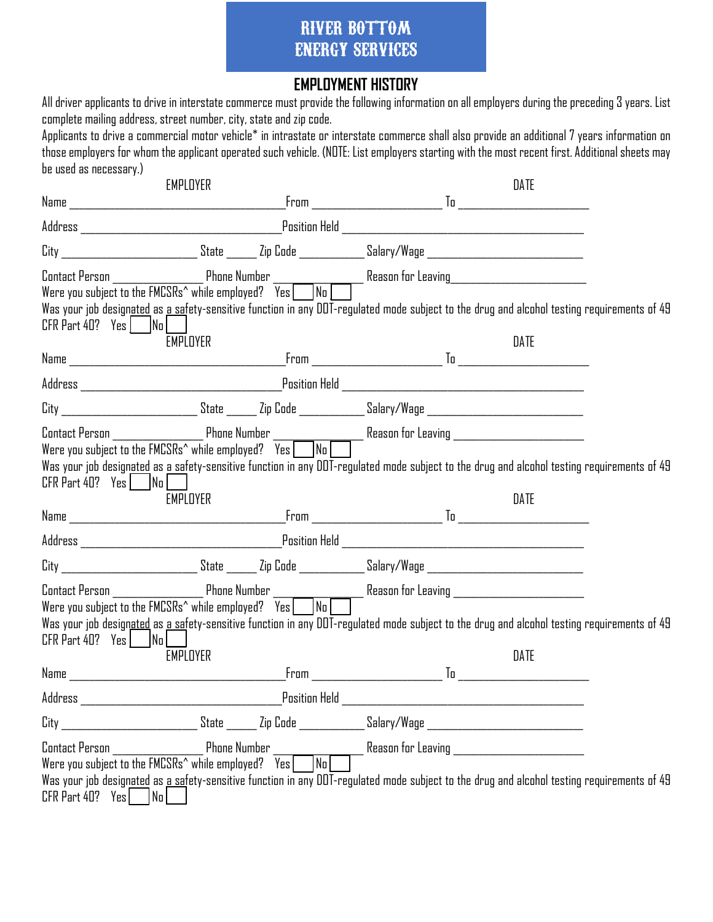# RIVER BOTTOM ENERGY SERVICES

## EMPLOYMENT HISTORY

All driver applicants to drive in interstate commerce must provide the following information on all employers during the preceding 3 years. List complete mailing address, street number, city, state and zip code.

Applicants to drive a commercial motor vehicle* in intrastate or interstate commerce shall also provide an additional 7 years information on those employers for whom the applicant operated such vehicle. (NOTE: List employers starting with the most recent first. Additional sheets may be used as necessary.)

EMPLOYER DATE

Name ______________________________ From ____________________ To ____________________

Address ______________________________ Position Held ______________________________

City ____________________ State _____ Zip Code __________ Salary/Wage ______________________

Contact Person ______________ Phone Number ____________ Reason for Leaving____________________

Were you subject to the FMCSRs^ while employed? Yes ☐ No ☐

Was your job designated as a safety-sensitive function in any DOT-regulated mode subject to the drug and alcohol testing requirements of 49 CFR Part 40? Yes ☐ No ☐

EMPLOYER DATE

Name ______________________________ From ____________________ To ____________________

Address ______________________________ Position Held ______________________________

City ____________________ State _____ Zip Code __________ Salary/Wage ______________________

Contact Person ______________ Phone Number ____________ Reason for Leaving ____________________

Were you subject to the FMCSRs^ while employed? Yes ☐ No ☐

Was your job designated as a safety-sensitive function in any DOT-regulated mode subject to the drug and alcohol testing requirements of 49 CFR Part 40? Yes ☐ No ☐

EMPLOYER DATE

Name ______________________________ From ____________________ To ____________________

Address ______________________________ Position Held ______________________________

City ____________________ State _____ Zip Code __________ Salary/Wage ______________________

Contact Person ______________ Phone Number ____________ Reason for Leaving ____________________

Were you subject to the FMCSRs^ while employed? Yes ☐ No ☐

Was your job designated as a safety-sensitive function in any DOT-regulated mode subject to the drug and alcohol testing requirements of 49 CFR Part 40? Yes ☐ No ☐

EMPLOYER DATE

Name ______________________________ From ____________________ To ____________________

Address ______________________________ Position Held ______________________________

City ____________________ State _____ Zip Code __________ Salary/Wage ______________________

Contact Person ______________ Phone Number ____________ Reason for Leaving ____________________

Were you subject to the FMCSRs^ while employed? Yes ☐ No ☐

Was your job designated as a safety-sensitive function in any DOT-regulated mode subject to the drug and alcohol testing requirements of 49 CFR Part 40? Yes ☐ No ☐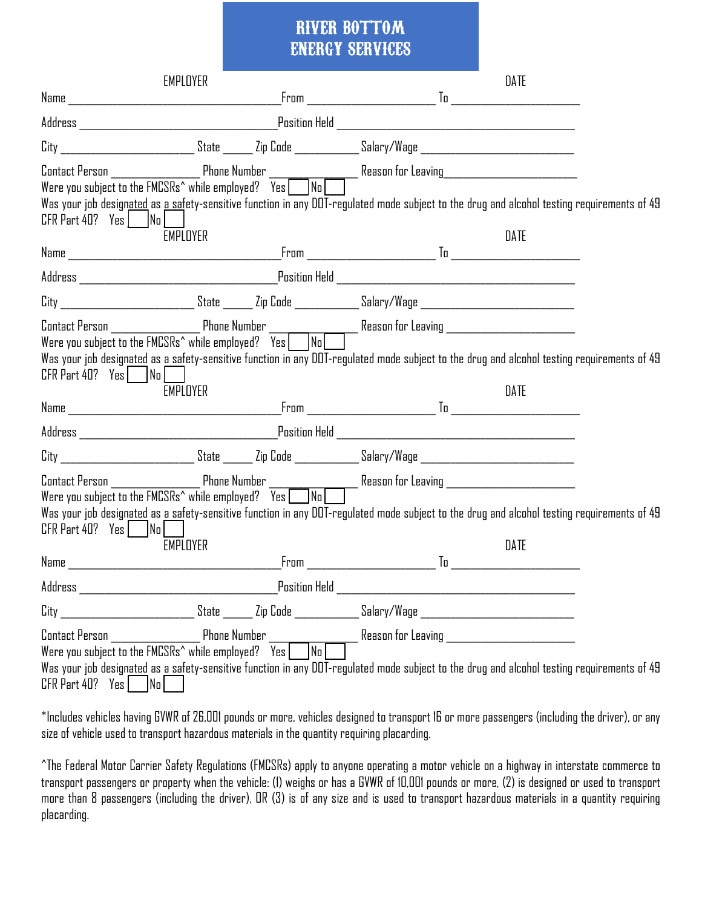# RIVER BOTTOM ENERGY SERVICES

EMPLOYER | DATE

Name ________________________ From ______________ To ______________

Address ________________________ Position Held ________________________

City ______________ State _____ Zip Code ________ Salary/Wage ________________

Contact Person ____________ Phone Number ____________ Reason for Leaving ________________

Were you subject to the FMCSRs^ while employed? Yes ☐ No ☐

Was your job designated as a safety-sensitive function in any DOT-regulated mode subject to the drug and alcohol testing requirements of 49 CFR Part 40? Yes ☐ No ☐

EMPLOYER | DATE

Name ________________________ From ______________ To ______________

Address ________________________ Position Held ________________________

City ______________ State _____ Zip Code ________ Salary/Wage ________________

Contact Person ____________ Phone Number ____________ Reason for Leaving ________________

Were you subject to the FMCSRs^ while employed? Yes ☐ No ☐

Was your job designated as a safety-sensitive function in any DOT-regulated mode subject to the drug and alcohol testing requirements of 49 CFR Part 40? Yes ☐ No ☐

EMPLOYER | DATE

Name ________________________ From ______________ To ______________

Address ________________________ Position Held ________________________

City ______________ State _____ Zip Code ________ Salary/Wage ________________

Contact Person ____________ Phone Number ____________ Reason for Leaving ________________

Were you subject to the FMCSRs^ while employed? Yes ☐ No ☐

Was your job designated as a safety-sensitive function in any DOT-regulated mode subject to the drug and alcohol testing requirements of 49 CFR Part 40? Yes ☐ No ☐

EMPLOYER | DATE

Name ________________________ From ______________ To ______________

Address ________________________ Position Held ________________________

City ______________ State _____ Zip Code ________ Salary/Wage ________________

Contact Person ____________ Phone Number ____________ Reason for Leaving ________________

Were you subject to the FMCSRs^ while employed? Yes ☐ No ☐

Was your job designated as a safety-sensitive function in any DOT-regulated mode subject to the drug and alcohol testing requirements of 49 CFR Part 40? Yes ☐ No ☐

*Includes vehicles having GVWR of 26,001 pounds or more, vehicles designed to transport 16 or more passengers (including the driver), or any size of vehicle used to transport hazardous materials in the quantity requiring placarding.

^The Federal Motor Carrier Safety Regulations (FMCSRs) apply to anyone operating a motor vehicle on a highway in interstate commerce to transport passengers or property when the vehicle: (1) weighs or has a GVWR of 10,001 pounds or more, (2) is designed or used to transport more than 8 passengers (including the driver), OR (3) is of any size and is used to transport hazardous materials in a quantity requiring placarding.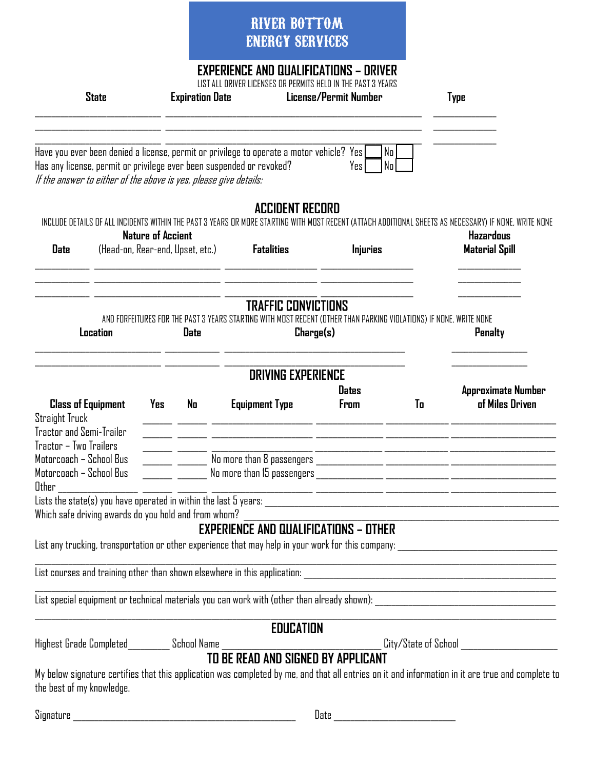# RIVER BOTTOM ENERGY SERVICES

## EXPERIENCE AND QUALIFICATIONS – DRIVER

LIST ALL DRIVER LICENSES OR PERMITS HELD IN THE PAST 3 YEARS

| State | Expiration Date | License/Permit Number | Type |
|---|---|---|---|
| | | | |
| | | | |
| | | | |

Have you ever been denied a license, permit or privilege to operate a motor vehicle? Yes ☐ No ☐

Has any license, permit or privilege ever been suspended or revoked? Yes ☐ No ☐

*If the answer to either of the above is yes, please give details:*

## ACCIDENT RECORD

INCLUDE DETAILS OF ALL INCIDENTS WITHIN THE PAST 3 YEARS OR MORE STARTING WITH MOST RECENT (ATTACH ADDITIONAL SHEETS AS NECESSARY) IF NONE, WRITE NONE

| Date | Nature of Accient (Head-on, Rear-end, Upset, etc.) | Fatalities | Injuries | Hazardous Material Spill |
|---|---|---|---|---|
| | | | | |
| | | | | |
| | | | | |

## TRAFFIC CONVICTIONS

AND FORFEITURES FOR THE PAST 3 YEARS STARTING WITH MOST RECENT (OTHER THAN PARKING VIOLATIONS) IF NONE, WRITE NONE

| Location | Date | Charge(s) | Penalty |
|---|---|---|---|
| | | | |
| | | | |

## DRIVING EXPERIENCE

| Class of Equipment | Yes | No | Equipment Type | Dates From | To | Approximate Number of Miles Driven |
|---|---|---|---|---|---|---|
| Straight Truck | | | | | | |
| Tractor and Semi-Trailer | | | | | | |
| Tractor – Two Trailers | | | | | | |
| Motorcoach – School Bus | | | No more than 8 passengers | | | |
| Motorcoach – School Bus | | | No more than 15 passengers | | | |
| Other ________ | | | | | | |

Lists the state(s) you have operated in within the last 5 years: ____________________

Which safe driving awards do you hold and from whom? ____________________

## EXPERIENCE AND QUALIFICATIONS – OTHER

List any trucking, transportation or other experience that may help in your work for this company: ____________________

List courses and training other than shown elsewhere in this application: ____________________

List special equipment or technical materials you can work with (other than already shown): ____________________

## EDUCATION

Highest Grade Completed________ School Name ____________________ City/State of School ____________________

## TO BE READ AND SIGNED BY APPLICANT

My below signature certifies that this application was completed by me, and that all entries on it and information in it are true and complete to the best of my knowledge.

Signature ____________________ Date ____________________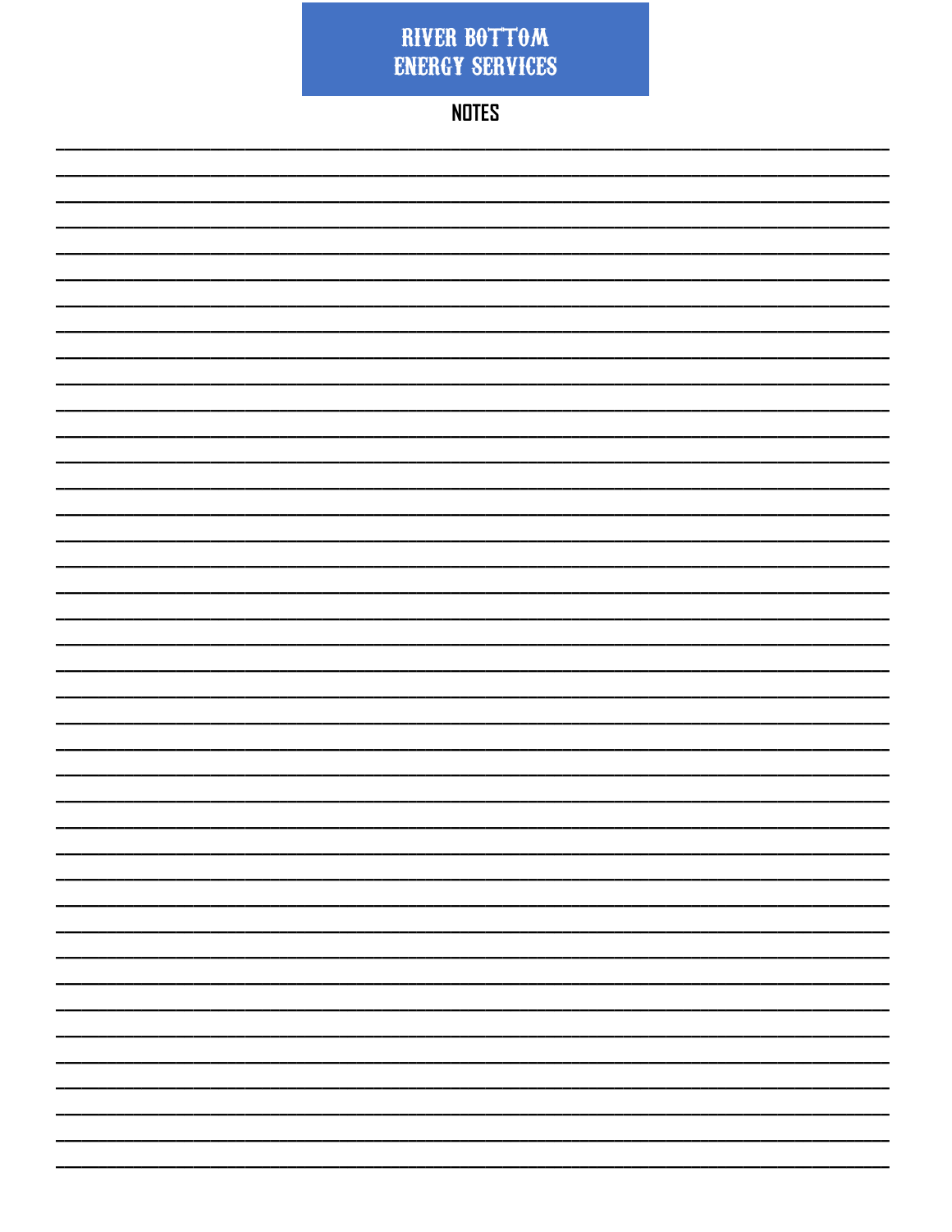RIVER BOTTOM
ENERGY SERVICES

## NOTES